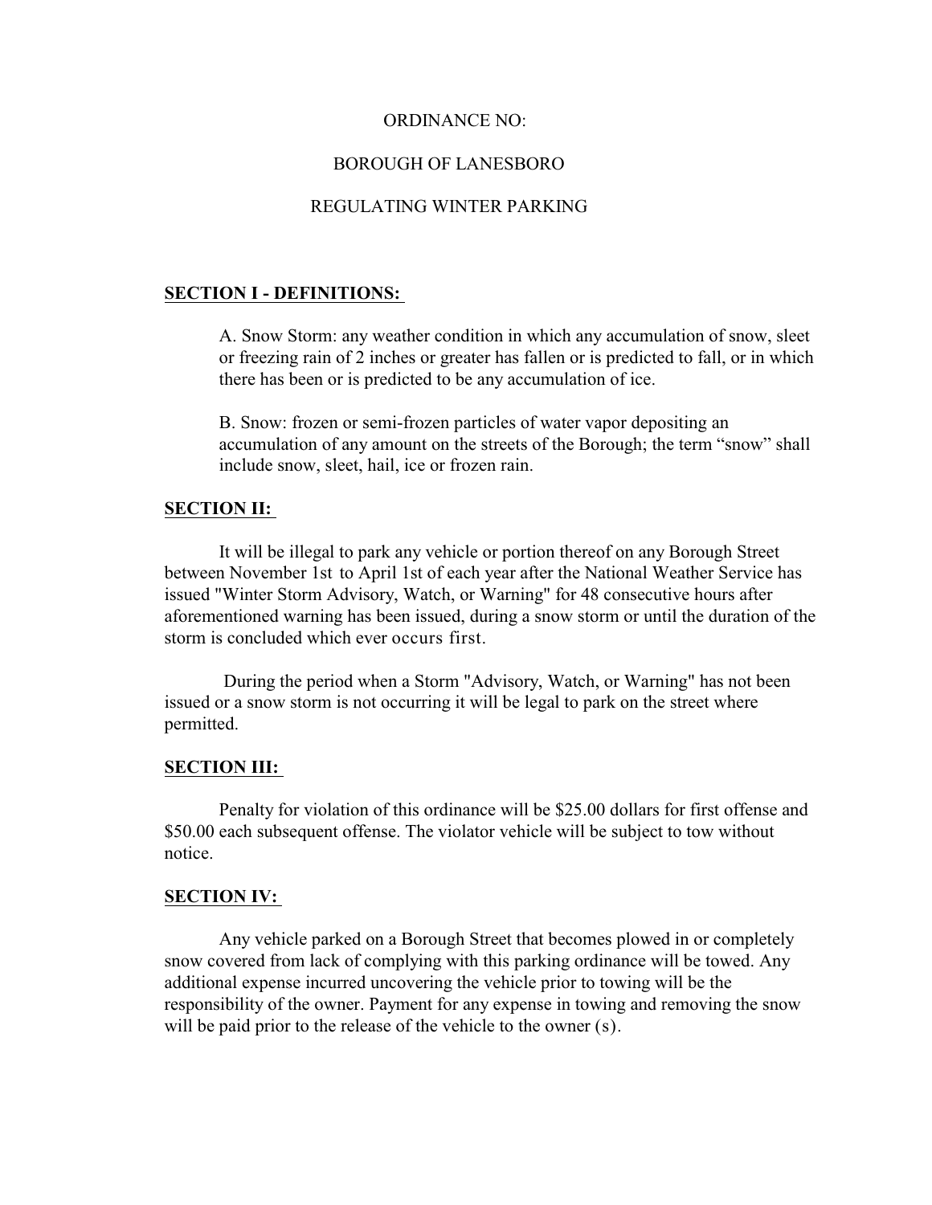ORDINANCE NO:

BOROUGH OF LANESBORO

REGULATING WINTER PARKING

**SECTION I - DEFINITIONS:**

A. Snow Storm: any weather condition in which any accumulation of snow, sleet or freezing rain of 2 inches or greater has fallen or is predicted to fall, or in which there has been or is predicted to be any accumulation of ice.

B. Snow: frozen or semi-frozen particles of water vapor depositing an accumulation of any amount on the streets of the Borough; the term "snow" shall include snow, sleet, hail, ice or frozen rain.

**SECTION II:**

It will be illegal to park any vehicle or portion thereof on any Borough Street between November 1st to April 1st of each year after the National Weather Service has issued "Winter Storm Advisory, Watch, or Warning" for 48 consecutive hours after aforementioned warning has been issued, during a snow storm or until the duration of the storm is concluded which ever occurs first.

During the period when a Storm "Advisory, Watch, or Warning" has not been issued or a snow storm is not occurring it will be legal to park on the street where permitted.

**SECTION III:**

Penalty for violation of this ordinance will be $25.00 dollars for first offense and $50.00 each subsequent offense. The violator vehicle will be subject to tow without notice.

**SECTION IV:**

Any vehicle parked on a Borough Street that becomes plowed in or completely snow covered from lack of complying with this parking ordinance will be towed. Any additional expense incurred uncovering the vehicle prior to towing will be the responsibility of the owner. Payment for any expense in towing and removing the snow will be paid prior to the release of the vehicle to the owner (s).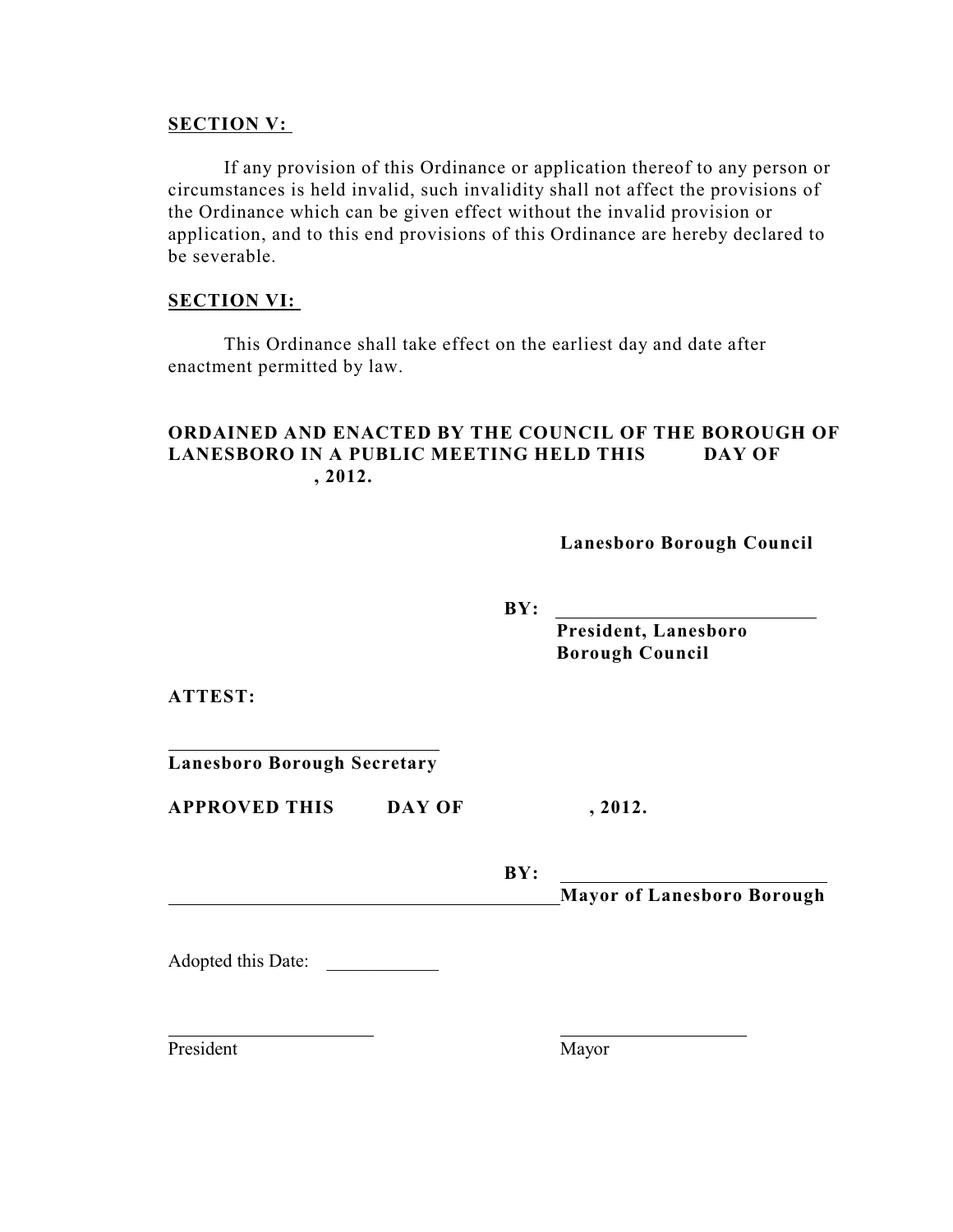**SECTION V:**

If any provision of this Ordinance or application thereof to any person or circumstances is held invalid, such invalidity shall not affect the provisions of the Ordinance which can be given effect without the invalid provision or application, and to this end provisions of this Ordinance are hereby declared to be severable.

**SECTION VI:**

This Ordinance shall take effect on the earliest day and date after enactment permitted by law.

**ORDAINED AND ENACTED BY THE COUNCIL OF THE BOROUGH OF LANESBORO IN A PUBLIC MEETING HELD THIS \_\_\_\_\_ DAY OF \_\_\_\_\_\_\_\_\_\_, 2012.**

**Lanesboro Borough Council**

**BY:** \_\_\_\_\_\_\_\_\_\_\_\_\_\_\_\_\_\_\_\_\_\_\_\_\_\_\_\_
**President, Lanesboro Borough Council**

**ATTEST:**

\_\_\_\_\_\_\_\_\_\_\_\_\_\_\_\_\_\_\_\_\_\_\_\_\_\_\_\_
**Lanesboro Borough Secretary**

**APPROVED THIS \_\_\_\_\_ DAY OF \_\_\_\_\_\_\_\_\_\_, 2012.**

**BY:** \_\_\_\_\_\_\_\_\_\_\_\_\_\_\_\_\_\_\_\_\_\_\_\_\_\_\_\_
**Mayor of Lanesboro Borough**

Adopted this Date: \_\_\_\_\_\_\_\_\_\_\_\_

\_\_\_\_\_\_\_\_\_\_\_\_\_\_\_\_\_\_\_\_\_\_ \_\_\_\_\_\_\_\_\_\_\_\_\_\_\_\_\_\_\_\_\_\_
President Mayor